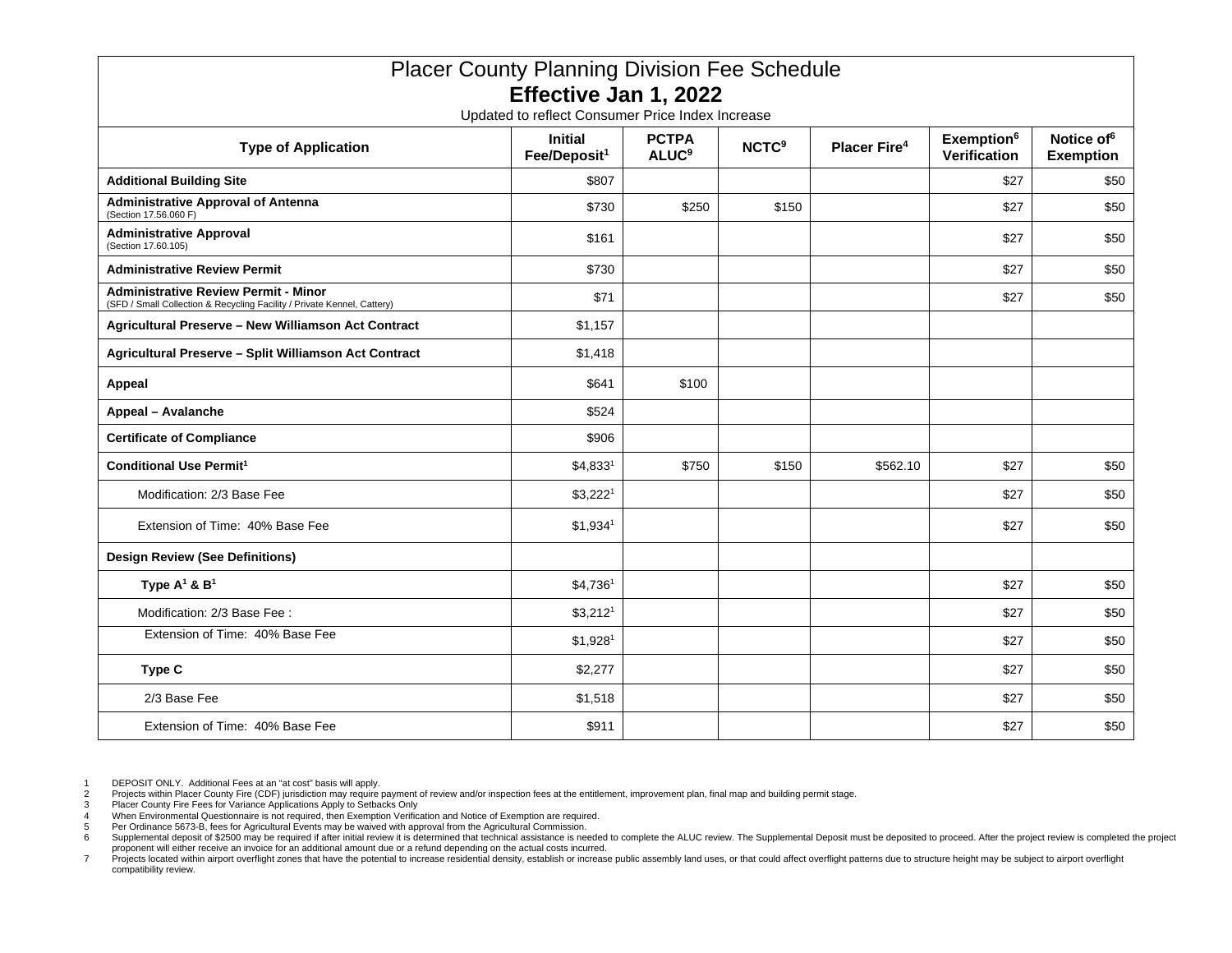# Placer County Planning Division Fee Schedule

## Effective Jan 1, 2022

Updated to reflect Consumer Price Index Increase

| Type of Application | Initial Fee/Deposit[1] | PCTPA ALUC[9] | NCTC[9] | Placer Fire[4] | Exemption[6] Verification | Notice of[6] Exemption |
|---|---|---|---|---|---|---|
| **Additional Building Site** | $807 | | | | $27 | $50 |
| **Administrative Approval of Antenna** (Section 17.56.060 F) | $730 | $250 | $150 | | $27 | $50 |
| **Administrative Approval** (Section 17.60.105) | $161 | | | | $27 | $50 |
| **Administrative Review Permit** | $730 | | | | $27 | $50 |
| **Administrative Review Permit - Minor** (SFD / Small Collection & Recycling Facility / Private Kennel, Cattery) | $71 | | | | $27 | $50 |
| **Agricultural Preserve – New Williamson Act Contract** | $1,157 | | | | | |
| **Agricultural Preserve – Split Williamson Act Contract** | $1,418 | | | | | |
| **Appeal** | $641 | $100 | | | | |
| **Appeal – Avalanche** | $524 | | | | | |
| **Certificate of Compliance** | $906 | | | | | |
| **Conditional Use Permit[1]** | $4,833[1] | $750 | $150 | $562.10 | $27 | $50 |
| Modification: 2/3 Base Fee | $3,222[1] | | | | $27 | $50 |
| Extension of Time: 40% Base Fee | $1,934[1] | | | | $27 | $50 |
| **Design Review (See Definitions)** | | | | | | |
| **Type A[1] & B[1]** | $4,736[1] | | | | $27 | $50 |
| Modification: 2/3 Base Fee : | $3,212[1] | | | | $27 | $50 |
| Extension of Time: 40% Base Fee | $1,928[1] | | | | $27 | $50 |
| **Type C** | $2,277 | | | | $27 | $50 |
| 2/3 Base Fee | $1,518 | | | | $27 | $50 |
| Extension of Time: 40% Base Fee | $911 | | | | $27 | $50 |

1. DEPOSIT ONLY. Additional Fees at an "at cost" basis will apply.
2. Projects within Placer County Fire (CDF) jurisdiction may require payment of review and/or inspection fees at the entitlement, improvement plan, final map and building permit stage.
3. Placer County Fire Fees for Variance Applications Apply to Setbacks Only
4. When Environmental Questionnaire is not required, then Exemption Verification and Notice of Exemption are required.
5. Per Ordinance 5673-B, fees for Agricultural Events may be waived with approval from the Agricultural Commission.
6. Supplemental deposit of $2500 may be required if after initial review it is determined that technical assistance is needed to complete the ALUC review. The Supplemental Deposit must be deposited to proceed. After the project review is completed the project proponent will either receive an invoice for an additional amount due or a refund depending on the actual costs incurred.
7. Projects located within airport overflight zones that have the potential to increase residential density, establish or increase public assembly land uses, or that could affect overflight patterns due to structure height may be subject to airport overflight compatibility review.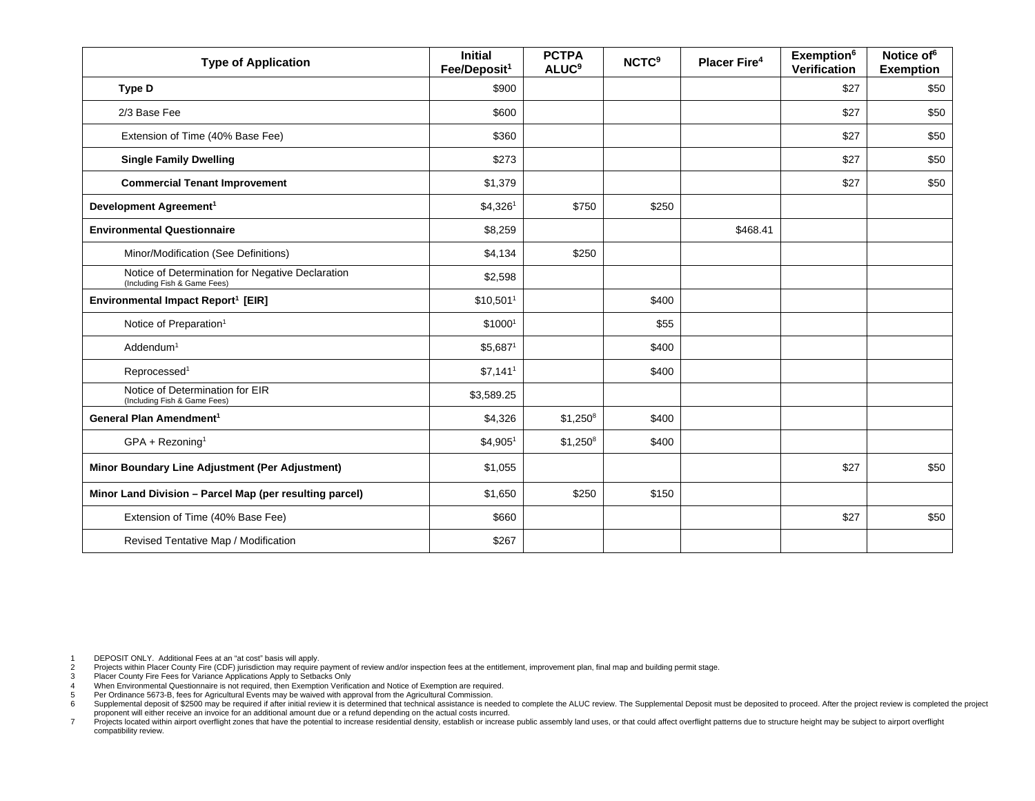| Type of Application | Initial Fee/Deposit[1] | PCTPA ALUC[9] | NCTC[9] | Placer Fire[4] | Exemption[6] Verification | Notice of[6] Exemption |
|---|---|---|---|---|---|---|
| **Type D** | $900 | | | | $27 | $50 |
| 2/3 Base Fee | $600 | | | | $27 | $50 |
| Extension of Time (40% Base Fee) | $360 | | | | $27 | $50 |
| **Single Family Dwelling** | $273 | | | | $27 | $50 |
| **Commercial Tenant Improvement** | $1,379 | | | | $27 | $50 |
| **Development Agreement[1]** | $4,326[1] | $750 | $250 | | | |
| **Environmental Questionnaire** | $8,259 | | | $468.41 | | |
| Minor/Modification (See Definitions) | $4,134 | $250 | | | | |
| Notice of Determination for Negative Declaration (Including Fish & Game Fees) | $2,598 | | | | | |
| **Environmental Impact Report[1] [EIR]** | $10,501[1] | | $400 | | | |
| Notice of Preparation[1] | $1000[1] | | $55 | | | |
| Addendum[1] | $5,687[1] | | $400 | | | |
| Reprocessed[1] | $7,141[1] | | $400 | | | |
| Notice of Determination for EIR (Including Fish & Game Fees) | $3,589.25 | | | | | |
| **General Plan Amendment[1]** | $4,326 | $1,250[8] | $400 | | | |
| GPA + Rezoning[1] | $4,905[1] | $1,250[8] | $400 | | | |
| **Minor Boundary Line Adjustment (Per Adjustment)** | $1,055 | | | | $27 | $50 |
| **Minor Land Division – Parcel Map (per resulting parcel)** | $1,650 | $250 | $150 | | | |
| Extension of Time (40% Base Fee) | $660 | | | | $27 | $50 |
| Revised Tentative Map / Modification | $267 | | | | | |

1. DEPOSIT ONLY. Additional Fees at an "at cost" basis will apply.
2. Projects within Placer County Fire (CDF) jurisdiction may require payment of review and/or inspection fees at the entitlement, improvement plan, final map and building permit stage.
3. Placer County Fire Fees for Variance Applications Apply to Setbacks Only
4. When Environmental Questionnaire is not required, then Exemption Verification and Notice of Exemption are required.
5. Per Ordinance 5673-B, fees for Agricultural Events may be waived with approval from the Agricultural Commission.
6. Supplemental deposit of $2500 may be required if after initial review it is determined that technical assistance is needed to complete the ALUC review. The Supplemental Deposit must be deposited to proceed. After the project review is completed the project proponent will either receive an invoice for an additional amount due or a refund depending on the actual costs incurred.
7. Projects located within airport overflight zones that have the potential to increase residential density, establish or increase public assembly land uses, or that could affect overflight patterns due to structure height may be subject to airport overflight compatibility review.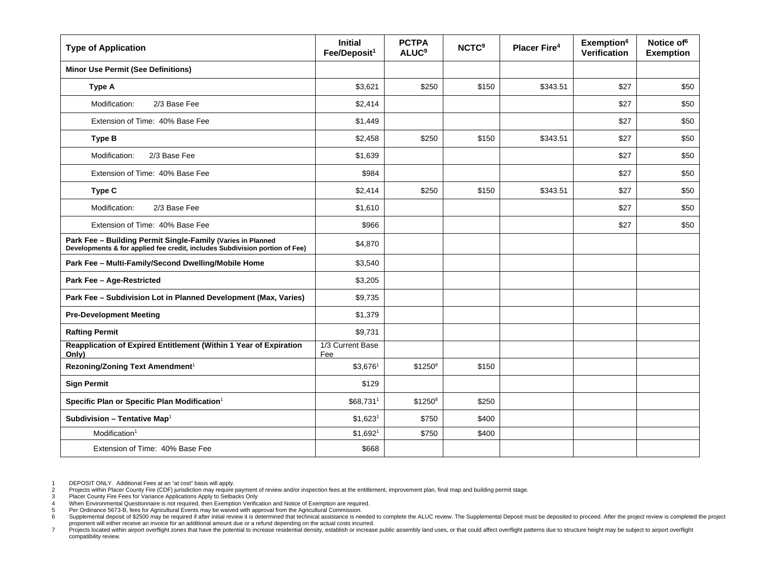| Type of Application | Initial Fee/Deposit[1] | PCTPA ALUC[9] | NCTC[9] | Placer Fire[4] | Exemption[6] Verification | Notice of[6] Exemption |
|---|---|---|---|---|---|---|
| **Minor Use Permit (See Definitions)** | | | | | | |
| **Type A** | $3,621 | $250 | $150 | $343.51 | $27 | $50 |
| Modification: 2/3 Base Fee | $2,414 | | | | $27 | $50 |
| Extension of Time: 40% Base Fee | $1,449 | | | | $27 | $50 |
| **Type B** | $2,458 | $250 | $150 | $343.51 | $27 | $50 |
| Modification: 2/3 Base Fee | $1,639 | | | | $27 | $50 |
| Extension of Time: 40% Base Fee | $984 | | | | $27 | $50 |
| **Type C** | $2,414 | $250 | $150 | $343.51 | $27 | $50 |
| Modification: 2/3 Base Fee | $1,610 | | | | $27 | $50 |
| Extension of Time: 40% Base Fee | $966 | | | | $27 | $50 |
| **Park Fee – Building Permit Single-Family (Varies in Planned Developments & for applied fee credit, includes Subdivision portion of Fee)** | $4,870 | | | | | |
| **Park Fee – Multi-Family/Second Dwelling/Mobile Home** | $3,540 | | | | | |
| **Park Fee – Age-Restricted** | $3,205 | | | | | |
| **Park Fee – Subdivision Lot in Planned Development (Max, Varies)** | $9,735 | | | | | |
| **Pre-Development Meeting** | $1,379 | | | | | |
| **Rafting Permit** | $9,731 | | | | | |
| **Reapplication of Expired Entitlement (Within 1 Year of Expiration Only)** | 1/3 Current Base Fee | | | | | |
| **Rezoning/Zoning Text Amendment**[1] | $3,676[1] | $1250[8] | $150 | | | |
| **Sign Permit** | $129 | | | | | |
| **Specific Plan or Specific Plan Modification**[1] | $68,731[1] | $1250[8] | $250 | | | |
| **Subdivision – Tentative Map**[1] | $1,623[1] | $750 | $400 | | | |
| Modification[1] | $1,692[1] | $750 | $400 | | | |
| Extension of Time: 40% Base Fee | $668 | | | | | |

1 DEPOSIT ONLY. Additional Fees at an "at cost" basis will apply.
2 Projects within Placer County Fire (CDF) jurisdiction may require payment of review and/or inspection fees at the entitlement, improvement plan, final map and building permit stage.
3 Placer County Fire Fees for Variance Applications Apply to Setbacks Only
4 When Environmental Questionnaire is not required, then Exemption Verification and Notice of Exemption are required.
5 Per Ordinance 5673-B, fees for Agricultural Events may be waived with approval from the Agricultural Commission.
6 Supplemental deposit of $2500 may be required if after initial review it is determined that technical assistance is needed to complete the ALUC review. The Supplemental Deposit must be deposited to proceed. After the project review is completed the project proponent will either receive an invoice for an additional amount due or a refund depending on the actual costs incurred.
7 Projects located within airport overflight zones that have the potential to increase residential density, establish or increase public assembly land uses, or that could affect overflight patterns due to structure height may be subject to airport overflight compatibility review.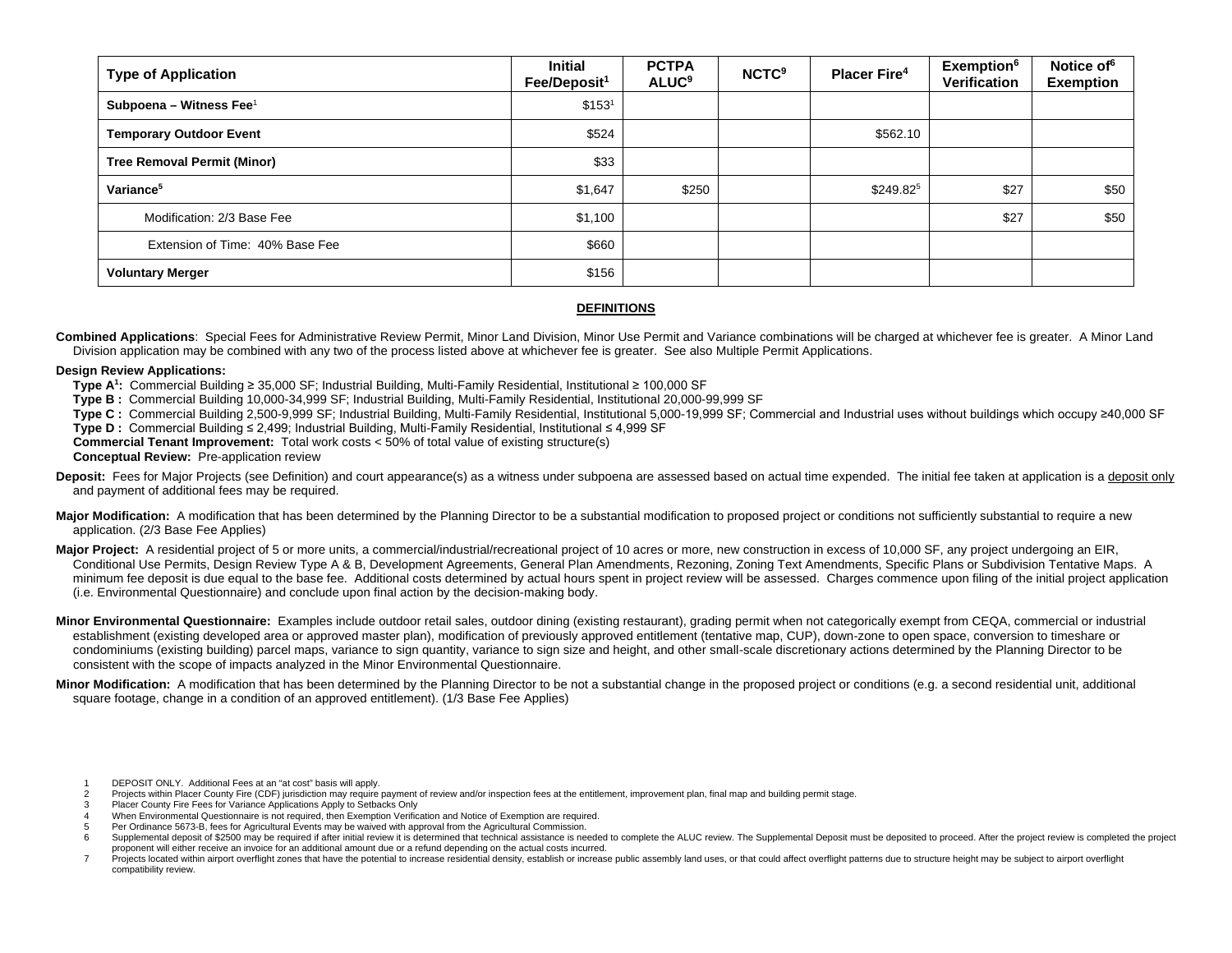| Type of Application | Initial Fee/Deposit[1] | PCTPA ALUC[9] | NCTC[9] | Placer Fire[4] | Exemption[6] Verification | Notice of[6] Exemption |
|---|---|---|---|---|---|---|
| **Subpoena – Witness Fee**[1] | $153[1] | | | | | |
| **Temporary Outdoor Event** | $524 | | | $562.10 | | |
| **Tree Removal Permit (Minor)** | $33 | | | | | |
| **Variance**[5] | $1,647 | $250 | | $249.82[5] | $27 | $50 |
| Modification: 2/3 Base Fee | $1,100 | | | | $27 | $50 |
| Extension of Time: 40% Base Fee | $660 | | | | | |
| **Voluntary Merger** | $156 | | | | | |

## DEFINITIONS

**Combined Applications**: Special Fees for Administrative Review Permit, Minor Land Division, Minor Use Permit and Variance combinations will be charged at whichever fee is greater. A Minor Land Division application may be combined with any two of the process listed above at whichever fee is greater. See also Multiple Permit Applications.

**Design Review Applications:**

- **Type A[1]:** Commercial Building ≥ 35,000 SF; Industrial Building, Multi-Family Residential, Institutional ≥ 100,000 SF
- **Type B :** Commercial Building 10,000-34,999 SF; Industrial Building, Multi-Family Residential, Institutional 20,000-99,999 SF
- **Type C :** Commercial Building 2,500-9,999 SF; Industrial Building, Multi-Family Residential, Institutional 5,000-19,999 SF; Commercial and Industrial uses without buildings which occupy ≥40,000 SF
- **Type D :** Commercial Building ≤ 2,499; Industrial Building, Multi-Family Residential, Institutional ≤ 4,999 SF
- **Commercial Tenant Improvement:** Total work costs < 50% of total value of existing structure(s)
- **Conceptual Review:** Pre-application review

**Deposit:** Fees for Major Projects (see Definition) and court appearance(s) as a witness under subpoena are assessed based on actual time expended. The initial fee taken at application is a deposit only and payment of additional fees may be required.

**Major Modification:** A modification that has been determined by the Planning Director to be a substantial modification to proposed project or conditions not sufficiently substantial to require a new application. (2/3 Base Fee Applies)

**Major Project:** A residential project of 5 or more units, a commercial/industrial/recreational project of 10 acres or more, new construction in excess of 10,000 SF, any project undergoing an EIR, Conditional Use Permits, Design Review Type A & B, Development Agreements, General Plan Amendments, Rezoning, Zoning Text Amendments, Specific Plans or Subdivision Tentative Maps. A minimum fee deposit is due equal to the base fee. Additional costs determined by actual hours spent in project review will be assessed. Charges commence upon filing of the initial project application (i.e. Environmental Questionnaire) and conclude upon final action by the decision-making body.

**Minor Environmental Questionnaire:** Examples include outdoor retail sales, outdoor dining (existing restaurant), grading permit when not categorically exempt from CEQA, commercial or industrial establishment (existing developed area or approved master plan), modification of previously approved entitlement (tentative map, CUP), down-zone to open space, conversion to timeshare or condominiums (existing building) parcel maps, variance to sign quantity, variance to sign size and height, and other small-scale discretionary actions determined by the Planning Director to be consistent with the scope of impacts analyzed in the Minor Environmental Questionnaire.

**Minor Modification:** A modification that has been determined by the Planning Director to be not a substantial change in the proposed project or conditions (e.g. a second residential unit, additional square footage, change in a condition of an approved entitlement). (1/3 Base Fee Applies)

1. DEPOSIT ONLY. Additional Fees at an "at cost" basis will apply.
2. Projects within Placer County Fire (CDF) jurisdiction may require payment of review and/or inspection fees at the entitlement, improvement plan, final map and building permit stage.
3. Placer County Fire Fees for Variance Applications Apply to Setbacks Only
4. When Environmental Questionnaire is not required, then Exemption Verification and Notice of Exemption are required.
5. Per Ordinance 5673-B, fees for Agricultural Events may be waived with approval from the Agricultural Commission.
6. Supplemental deposit of $2500 may be required if after initial review it is determined that technical assistance is needed to complete the ALUC review. The Supplemental Deposit must be deposited to proceed. After the project review is completed the project proponent will either receive an invoice for an additional amount due or a refund depending on the actual costs incurred.
7. Projects located within airport overflight zones that have the potential to increase residential density, establish or increase public assembly land uses, or that could affect overflight patterns due to structure height may be subject to airport overflight compatibility review.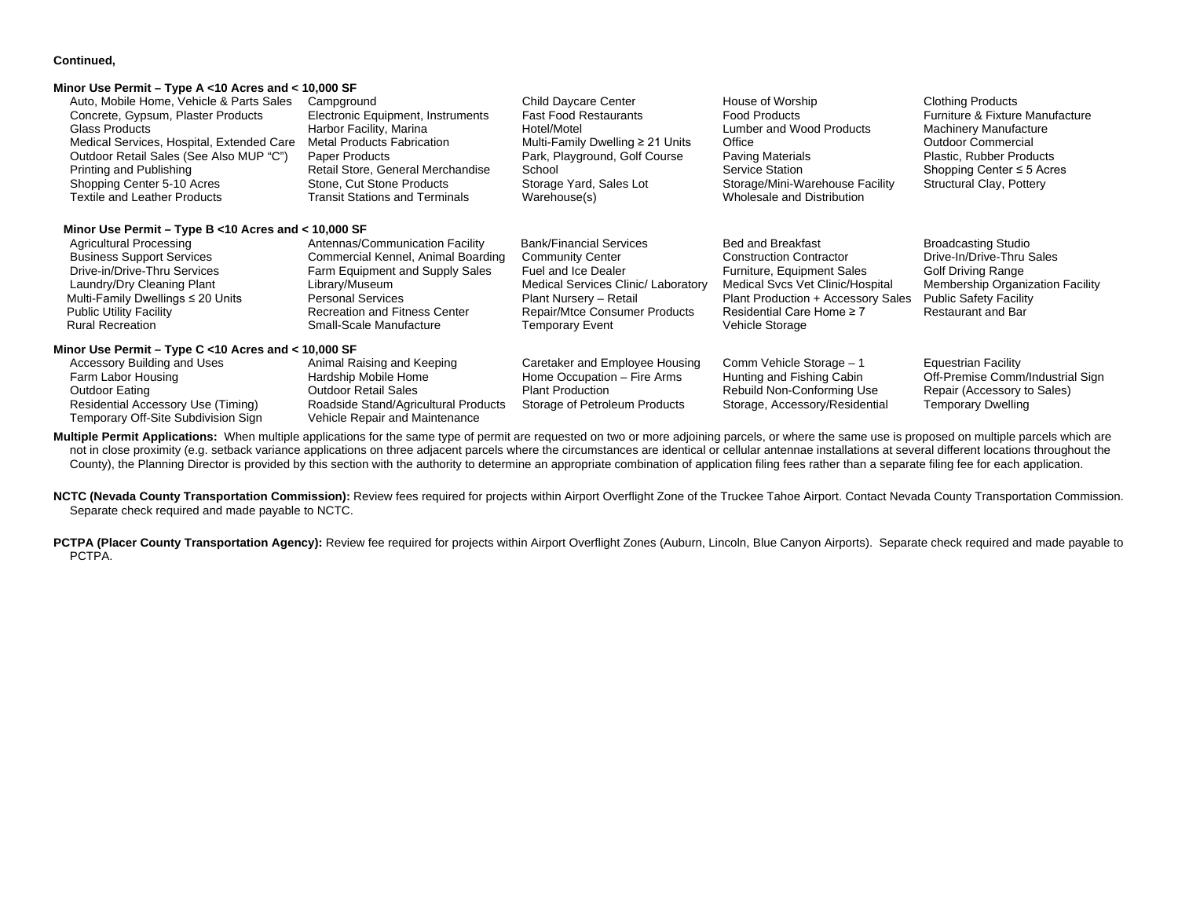**Continued,**

**Minor Use Permit – Type A <10 Acres and < 10,000 SF**

| | | | | |
|---|---|---|---|---|
| Auto, Mobile Home, Vehicle & Parts Sales | Campground | Child Daycare Center | House of Worship | Clothing Products |
| Concrete, Gypsum, Plaster Products | Electronic Equipment, Instruments | Fast Food Restaurants | Food Products | Furniture & Fixture Manufacture |
| Glass Products | Harbor Facility, Marina | Hotel/Motel | Lumber and Wood Products | Machinery Manufacture |
| Medical Services, Hospital, Extended Care | Metal Products Fabrication | Multi-Family Dwelling ≥ 21 Units | Office | Outdoor Commercial |
| Outdoor Retail Sales (See Also MUP "C") | Paper Products | Park, Playground, Golf Course | Paving Materials | Plastic, Rubber Products |
| Printing and Publishing | Retail Store, General Merchandise | School | Service Station | Shopping Center ≤ 5 Acres |
| Shopping Center 5-10 Acres | Stone, Cut Stone Products | Storage Yard, Sales Lot | Storage/Mini-Warehouse Facility | Structural Clay, Pottery |
| Textile and Leather Products | Transit Stations and Terminals | Warehouse(s) | Wholesale and Distribution | |

**Minor Use Permit – Type B <10 Acres and < 10,000 SF**

| | | | | |
|---|---|---|---|---|
| Agricultural Processing | Antennas/Communication Facility | Bank/Financial Services | Bed and Breakfast | Broadcasting Studio |
| Business Support Services | Commercial Kennel, Animal Boarding | Community Center | Construction Contractor | Drive-In/Drive-Thru Sales |
| Drive-in/Drive-Thru Services | Farm Equipment and Supply Sales | Fuel and Ice Dealer | Furniture, Equipment Sales | Golf Driving Range |
| Laundry/Dry Cleaning Plant | Library/Museum | Medical Services Clinic/ Laboratory | Medical Svcs Vet Clinic/Hospital | Membership Organization Facility |
| Multi-Family Dwellings ≤ 20 Units | Personal Services | Plant Nursery – Retail | Plant Production + Accessory Sales | Public Safety Facility |
| Public Utility Facility | Recreation and Fitness Center | Repair/Mtce Consumer Products | Residential Care Home ≥ 7 | Restaurant and Bar |
| Rural Recreation | Small-Scale Manufacture | Temporary Event | Vehicle Storage | |

**Minor Use Permit – Type C <10 Acres and < 10,000 SF**

| | | | | |
|---|---|---|---|---|
| Accessory Building and Uses | Animal Raising and Keeping | Caretaker and Employee Housing | Comm Vehicle Storage – 1 | Equestrian Facility |
| Farm Labor Housing | Hardship Mobile Home | Home Occupation – Fire Arms | Hunting and Fishing Cabin | Off-Premise Comm/Industrial Sign |
| Outdoor Eating | Outdoor Retail Sales | Plant Production | Rebuild Non-Conforming Use | Repair (Accessory to Sales) |
| Residential Accessory Use (Timing) | Roadside Stand/Agricultural Products | Storage of Petroleum Products | Storage, Accessory/Residential | Temporary Dwelling |
| Temporary Off-Site Subdivision Sign | Vehicle Repair and Maintenance | | | |

**Multiple Permit Applications:** When multiple applications for the same type of permit are requested on two or more adjoining parcels, or where the same use is proposed on multiple parcels which are not in close proximity (e.g. setback variance applications on three adjacent parcels where the circumstances are identical or cellular antennae installations at several different locations throughout the County), the Planning Director is provided by this section with the authority to determine an appropriate combination of application filing fees rather than a separate filing fee for each application.

**NCTC (Nevada County Transportation Commission):** Review fees required for projects within Airport Overflight Zone of the Truckee Tahoe Airport. Contact Nevada County Transportation Commission. Separate check required and made payable to NCTC.

**PCTPA (Placer County Transportation Agency):** Review fee required for projects within Airport Overflight Zones (Auburn, Lincoln, Blue Canyon Airports). Separate check required and made payable to PCTPA.